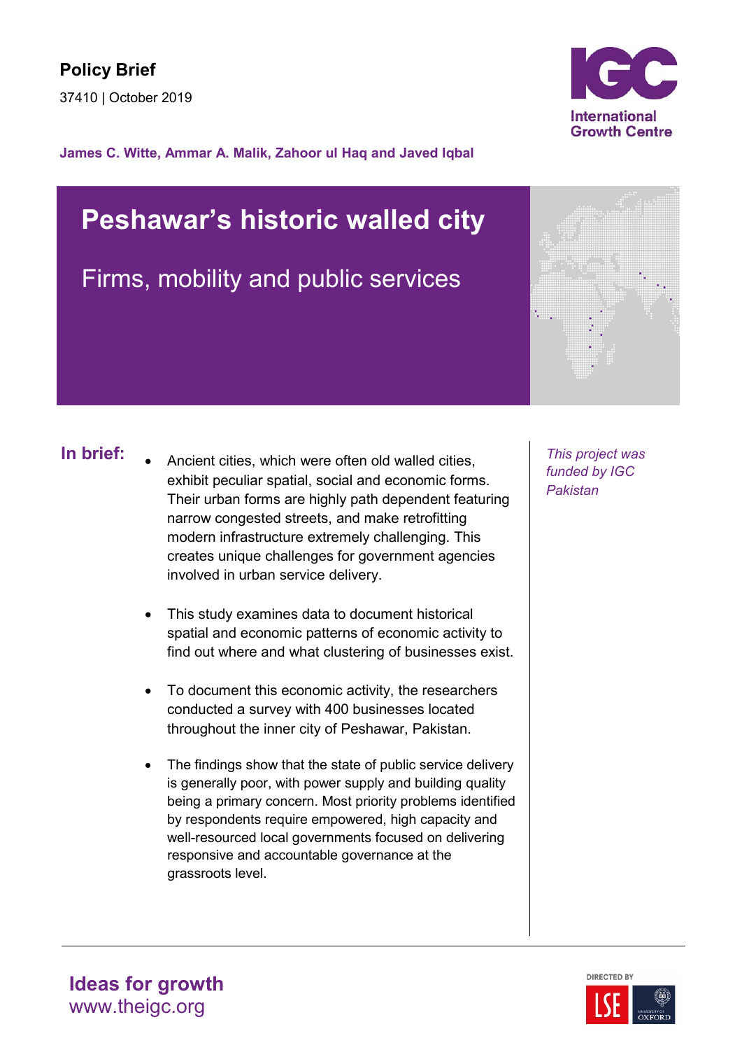**Policy Brief**

37410 | October 2019

**James C. Witte, Ammar A. Malik, Zahoor ul Haq and Javed Iqbal**

# Peshawar's historic walled city

## Firms, mobility and public services

### In brief:

- Ancient cities, which were often old walled cities, exhibit peculiar spatial, social and economic forms. Their urban forms are highly path dependent featuring narrow congested streets, and make retrofitting modern infrastructure extremely challenging. This creates unique challenges for government agencies involved in urban service delivery.
- This study examines data to document historical spatial and economic patterns of economic activity to find out where and what clustering of businesses exist.
- To document this economic activity, the researchers conducted a survey with 400 businesses located throughout the inner city of Peshawar, Pakistan.
- The findings show that the state of public service delivery is generally poor, with power supply and building quality being a primary concern. Most priority problems identified by respondents require empowered, high capacity and well-resourced local governments focused on delivering responsive and accountable governance at the grassroots level.

*This project was funded by IGC Pakistan*

**Ideas for growth**
www.theigc.org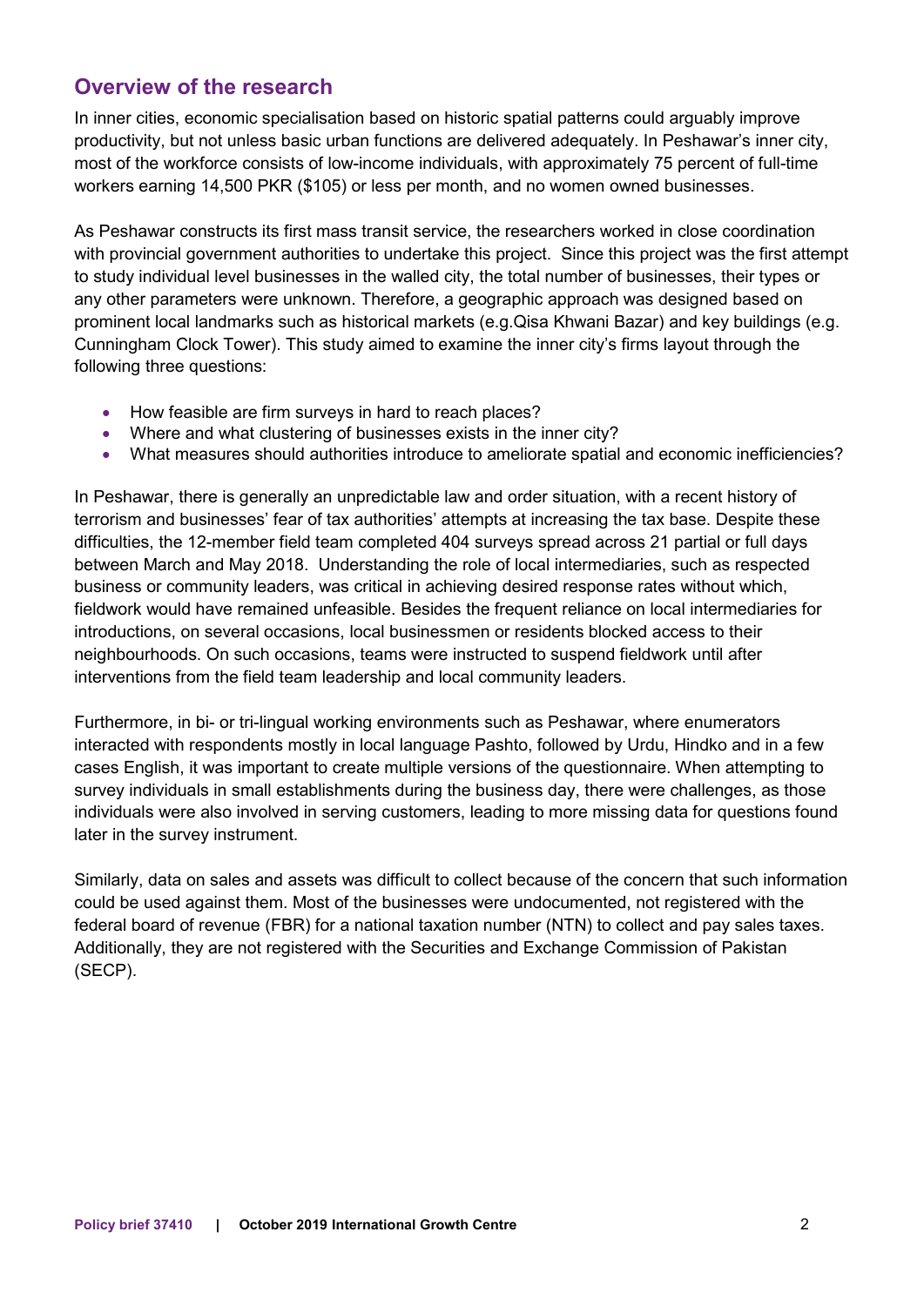## Overview of the research

In inner cities, economic specialisation based on historic spatial patterns could arguably improve productivity, but not unless basic urban functions are delivered adequately. In Peshawar's inner city, most of the workforce consists of low-income individuals, with approximately 75 percent of full-time workers earning 14,500 PKR ($105) or less per month, and no women owned businesses.

As Peshawar constructs its first mass transit service, the researchers worked in close coordination with provincial government authorities to undertake this project. Since this project was the first attempt to study individual level businesses in the walled city, the total number of businesses, their types or any other parameters were unknown. Therefore, a geographic approach was designed based on prominent local landmarks such as historical markets (e.g.Qisa Khwani Bazar) and key buildings (e.g. Cunningham Clock Tower). This study aimed to examine the inner city's firms layout through the following three questions:

- How feasible are firm surveys in hard to reach places?
- Where and what clustering of businesses exists in the inner city?
- What measures should authorities introduce to ameliorate spatial and economic inefficiencies?

In Peshawar, there is generally an unpredictable law and order situation, with a recent history of terrorism and businesses' fear of tax authorities' attempts at increasing the tax base. Despite these difficulties, the 12-member field team completed 404 surveys spread across 21 partial or full days between March and May 2018. Understanding the role of local intermediaries, such as respected business or community leaders, was critical in achieving desired response rates without which, fieldwork would have remained unfeasible. Besides the frequent reliance on local intermediaries for introductions, on several occasions, local businessmen or residents blocked access to their neighbourhoods. On such occasions, teams were instructed to suspend fieldwork until after interventions from the field team leadership and local community leaders.

Furthermore, in bi- or tri-lingual working environments such as Peshawar, where enumerators interacted with respondents mostly in local language Pashto, followed by Urdu, Hindko and in a few cases English, it was important to create multiple versions of the questionnaire. When attempting to survey individuals in small establishments during the business day, there were challenges, as those individuals were also involved in serving customers, leading to more missing data for questions found later in the survey instrument.

Similarly, data on sales and assets was difficult to collect because of the concern that such information could be used against them. Most of the businesses were undocumented, not registered with the federal board of revenue (FBR) for a national taxation number (NTN) to collect and pay sales taxes. Additionally, they are not registered with the Securities and Exchange Commission of Pakistan (SECP).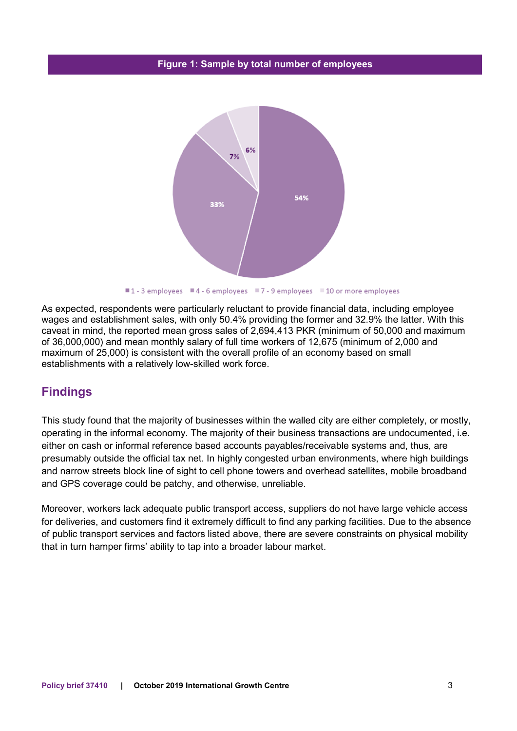**Figure 1: Sample by total number of employees**

As expected, respondents were particularly reluctant to provide financial data, including employee wages and establishment sales, with only 50.4% providing the former and 32.9% the latter. With this caveat in mind, the reported mean gross sales of 2,694,413 PKR (minimum of 50,000 and maximum of 36,000,000) and mean monthly salary of full time workers of 12,675 (minimum of 2,000 and maximum of 25,000) is consistent with the overall profile of an economy based on small establishments with a relatively low-skilled work force.

## Findings

This study found that the majority of businesses within the walled city are either completely, or mostly, operating in the informal economy. The majority of their business transactions are undocumented, i.e. either on cash or informal reference based accounts payables/receivable systems and, thus, are presumably outside the official tax net. In highly congested urban environments, where high buildings and narrow streets block line of sight to cell phone towers and overhead satellites, mobile broadband and GPS coverage could be patchy, and otherwise, unreliable.

Moreover, workers lack adequate public transport access, suppliers do not have large vehicle access for deliveries, and customers find it extremely difficult to find any parking facilities. Due to the absence of public transport services and factors listed above, there are severe constraints on physical mobility that in turn hamper firms' ability to tap into a broader labour market.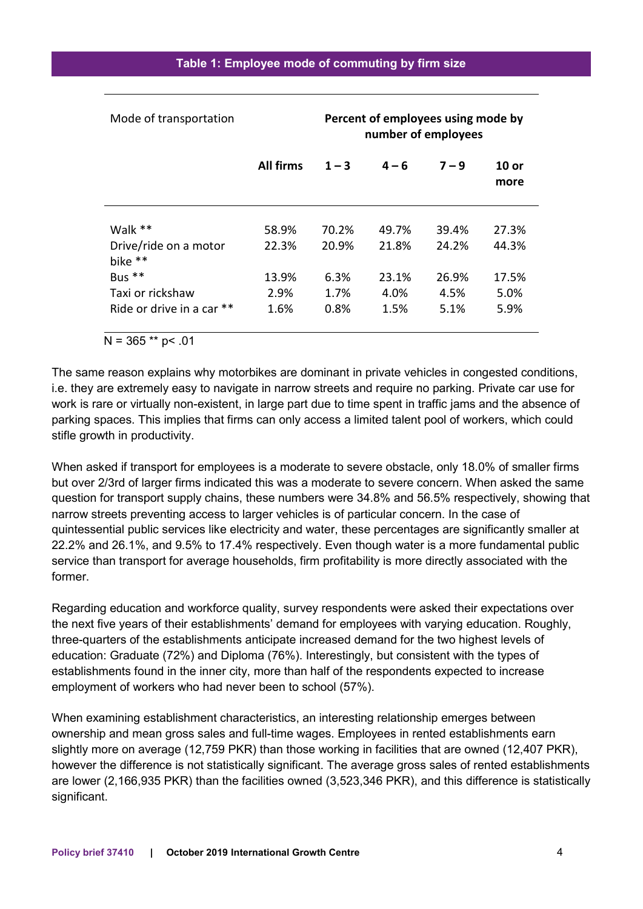**Table 1: Employee mode of commuting by firm size**

| Mode of transportation | Percent of employees using mode by number of employees | | | | |
|---|---|---|---|---|---|
| | All firms | 1 – 3 | 4 – 6 | 7 – 9 | 10 or more |
| Walk ** | 58.9% | 70.2% | 49.7% | 39.4% | 27.3% |
| Drive/ride on a motor bike ** | 22.3% | 20.9% | 21.8% | 24.2% | 44.3% |
| Bus ** | 13.9% | 6.3% | 23.1% | 26.9% | 17.5% |
| Taxi or rickshaw | 2.9% | 1.7% | 4.0% | 4.5% | 5.0% |
| Ride or drive in a car ** | 1.6% | 0.8% | 1.5% | 5.1% | 5.9% |

N = 365 ** $p < .01$

The same reason explains why motorbikes are dominant in private vehicles in congested conditions, i.e. they are extremely easy to navigate in narrow streets and require no parking. Private car use for work is rare or virtually non-existent, in large part due to time spent in traffic jams and the absence of parking spaces. This implies that firms can only access a limited talent pool of workers, which could stifle growth in productivity.

When asked if transport for employees is a moderate to severe obstacle, only 18.0% of smaller firms but over 2/3rd of larger firms indicated this was a moderate to severe concern. When asked the same question for transport supply chains, these numbers were 34.8% and 56.5% respectively, showing that narrow streets preventing access to larger vehicles is of particular concern. In the case of quintessential public services like electricity and water, these percentages are significantly smaller at 22.2% and 26.1%, and 9.5% to 17.4% respectively. Even though water is a more fundamental public service than transport for average households, firm profitability is more directly associated with the former.

Regarding education and workforce quality, survey respondents were asked their expectations over the next five years of their establishments' demand for employees with varying education. Roughly, three-quarters of the establishments anticipate increased demand for the two highest levels of education: Graduate (72%) and Diploma (76%). Interestingly, but consistent with the types of establishments found in the inner city, more than half of the respondents expected to increase employment of workers who had never been to school (57%).

When examining establishment characteristics, an interesting relationship emerges between ownership and mean gross sales and full-time wages. Employees in rented establishments earn slightly more on average (12,759 PKR) than those working in facilities that are owned (12,407 PKR), however the difference is not statistically significant. The average gross sales of rented establishments are lower (2,166,935 PKR) than the facilities owned (3,523,346 PKR), and this difference is statistically significant.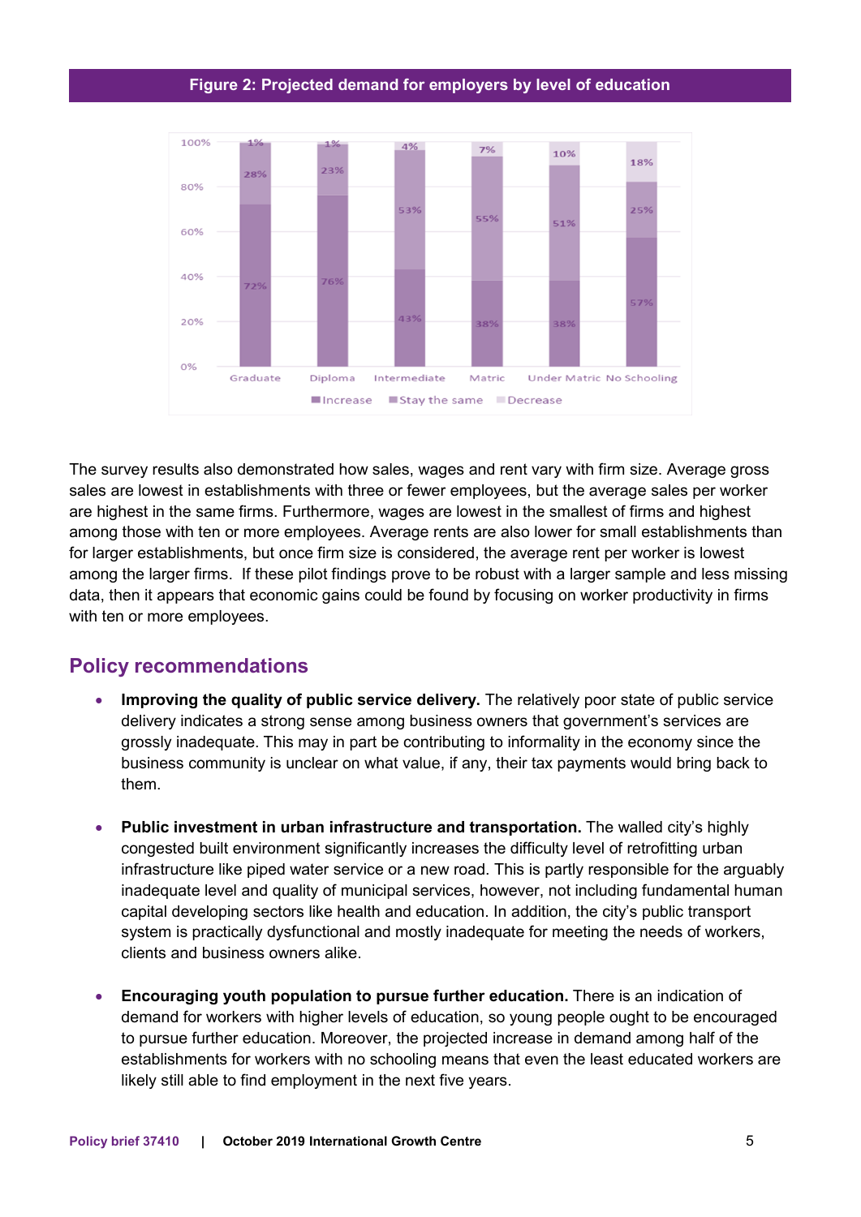**Figure 2: Projected demand for employers by level of education**

| | Graduate | Diploma | Intermediate | Matric | Under Matric | No Schooling |
|---|---|---|---|---|---|---|
| Increase | 72% | 76% | 43% | 38% | 38% | 57% |
| Stay the same | 28% | 23% | 53% | 55% | 51% | 25% |
| Decrease | 1% | 1% | 4% | 7% | 10% | 18% |

The survey results also demonstrated how sales, wages and rent vary with firm size. Average gross sales are lowest in establishments with three or fewer employees, but the average sales per worker are highest in the same firms. Furthermore, wages are lowest in the smallest of firms and highest among those with ten or more employees. Average rents are also lower for small establishments than for larger establishments, but once firm size is considered, the average rent per worker is lowest among the larger firms. If these pilot findings prove to be robust with a larger sample and less missing data, then it appears that economic gains could be found by focusing on worker productivity in firms with ten or more employees.

## Policy recommendations

- **Improving the quality of public service delivery.** The relatively poor state of public service delivery indicates a strong sense among business owners that government's services are grossly inadequate. This may in part be contributing to informality in the economy since the business community is unclear on what value, if any, their tax payments would bring back to them.

- **Public investment in urban infrastructure and transportation.** The walled city's highly congested built environment significantly increases the difficulty level of retrofitting urban infrastructure like piped water service or a new road. This is partly responsible for the arguably inadequate level and quality of municipal services, however, not including fundamental human capital developing sectors like health and education. In addition, the city's public transport system is practically dysfunctional and mostly inadequate for meeting the needs of workers, clients and business owners alike.

- **Encouraging youth population to pursue further education.** There is an indication of demand for workers with higher levels of education, so young people ought to be encouraged to pursue further education. Moreover, the projected increase in demand among half of the establishments for workers with no schooling means that even the least educated workers are likely still able to find employment in the next five years.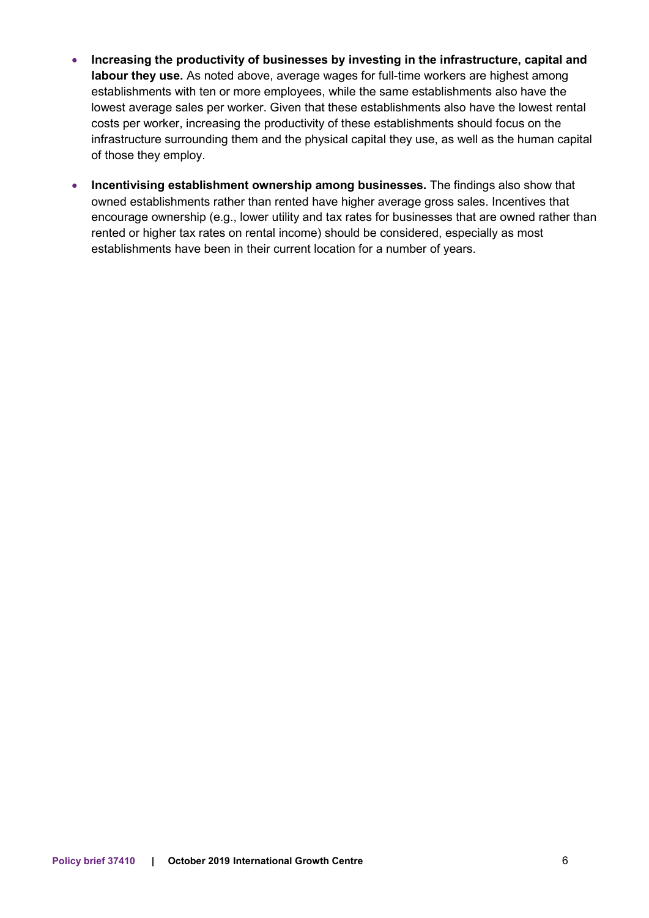- **Increasing the productivity of businesses by investing in the infrastructure, capital and labour they use.** As noted above, average wages for full-time workers are highest among establishments with ten or more employees, while the same establishments also have the lowest average sales per worker. Given that these establishments also have the lowest rental costs per worker, increasing the productivity of these establishments should focus on the infrastructure surrounding them and the physical capital they use, as well as the human capital of those they employ.
- **Incentivising establishment ownership among businesses.** The findings also show that owned establishments rather than rented have higher average gross sales. Incentives that encourage ownership (e.g., lower utility and tax rates for businesses that are owned rather than rented or higher tax rates on rental income) should be considered, especially as most establishments have been in their current location for a number of years.